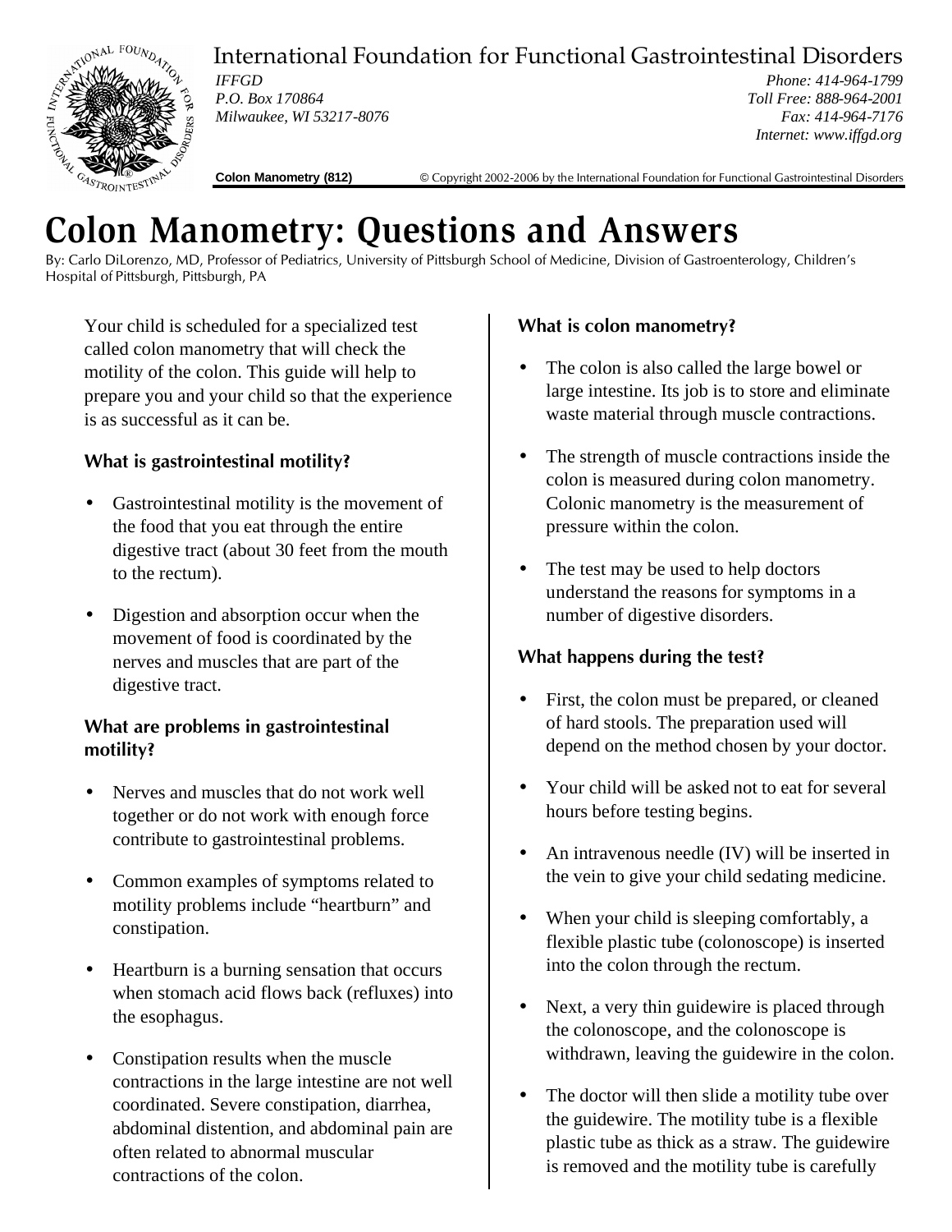International Foundation for Functional Gastrointestinal Disorders

*IFFGD*
*P.O. Box 170864*
*Milwaukee, WI 53217-8076*

*Phone: 414-964-1799*
*Toll Free: 888-964-2001*
*Fax: 414-964-7176*
*Internet: www.iffgd.org*

**Colon Manometry (812)** © Copyright 2002-2006 by the International Foundation for Functional Gastrointestinal Disorders

# Colon Manometry: Questions and Answers

By: Carlo DiLorenzo, MD, Professor of Pediatrics, University of Pittsburgh School of Medicine, Division of Gastroenterology, Children's Hospital of Pittsburgh, Pittsburgh, PA

Your child is scheduled for a specialized test called colon manometry that will check the motility of the colon. This guide will help to prepare you and your child so that the experience is as successful as it can be.

### What is gastrointestinal motility?

- Gastrointestinal motility is the movement of the food that you eat through the entire digestive tract (about 30 feet from the mouth to the rectum).
- Digestion and absorption occur when the movement of food is coordinated by the nerves and muscles that are part of the digestive tract.

### What are problems in gastrointestinal motility?

- Nerves and muscles that do not work well together or do not work with enough force contribute to gastrointestinal problems.
- Common examples of symptoms related to motility problems include "heartburn" and constipation.
- Heartburn is a burning sensation that occurs when stomach acid flows back (refluxes) into the esophagus.
- Constipation results when the muscle contractions in the large intestine are not well coordinated. Severe constipation, diarrhea, abdominal distention, and abdominal pain are often related to abnormal muscular contractions of the colon.

### What is colon manometry?

- The colon is also called the large bowel or large intestine. Its job is to store and eliminate waste material through muscle contractions.
- The strength of muscle contractions inside the colon is measured during colon manometry. Colonic manometry is the measurement of pressure within the colon.
- The test may be used to help doctors understand the reasons for symptoms in a number of digestive disorders.

### What happens during the test?

- First, the colon must be prepared, or cleaned of hard stools. The preparation used will depend on the method chosen by your doctor.
- Your child will be asked not to eat for several hours before testing begins.
- An intravenous needle (IV) will be inserted in the vein to give your child sedating medicine.
- When your child is sleeping comfortably, a flexible plastic tube (colonoscope) is inserted into the colon through the rectum.
- Next, a very thin guidewire is placed through the colonoscope, and the colonoscope is withdrawn, leaving the guidewire in the colon.
- The doctor will then slide a motility tube over the guidewire. The motility tube is a flexible plastic tube as thick as a straw. The guidewire is removed and the motility tube is carefully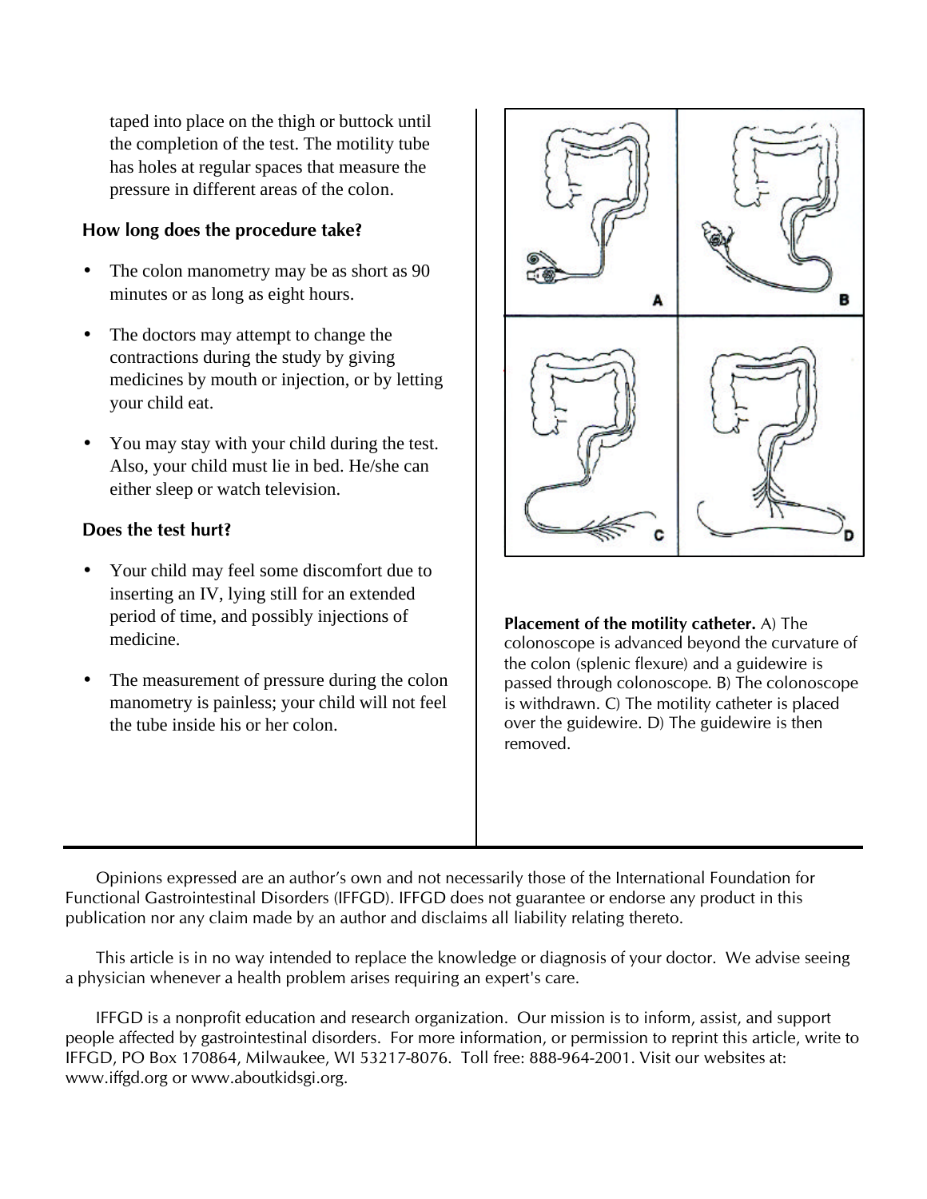taped into place on the thigh or buttock until the completion of the test. The motility tube has holes at regular spaces that measure the pressure in different areas of the colon.

### How long does the procedure take?

- The colon manometry may be as short as 90 minutes or as long as eight hours.
- The doctors may attempt to change the contractions during the study by giving medicines by mouth or injection, or by letting your child eat.
- You may stay with your child during the test. Also, your child must lie in bed. He/she can either sleep or watch television.

### Does the test hurt?

- Your child may feel some discomfort due to inserting an IV, lying still for an extended period of time, and possibly injections of medicine.
- The measurement of pressure during the colon manometry is painless; your child will not feel the tube inside his or her colon.

A

B

C

D

**Placement of the motility catheter.** A) The colonoscope is advanced beyond the curvature of the colon (splenic flexure) and a guidewire is passed through colonoscope. B) The colonoscope is withdrawn. C) The motility catheter is placed over the guidewire. D) The guidewire is then removed.

---

Opinions expressed are an author's own and not necessarily those of the International Foundation for Functional Gastrointestinal Disorders (IFFGD). IFFGD does not guarantee or endorse any product in this publication nor any claim made by an author and disclaims all liability relating thereto.

This article is in no way intended to replace the knowledge or diagnosis of your doctor. We advise seeing a physician whenever a health problem arises requiring an expert's care.

IFFGD is a nonprofit education and research organization. Our mission is to inform, assist, and support people affected by gastrointestinal disorders. For more information, or permission to reprint this article, write to IFFGD, PO Box 170864, Milwaukee, WI 53217-8076. Toll free: 888-964-2001. Visit our websites at: www.iffgd.org or www.aboutkidsgi.org.